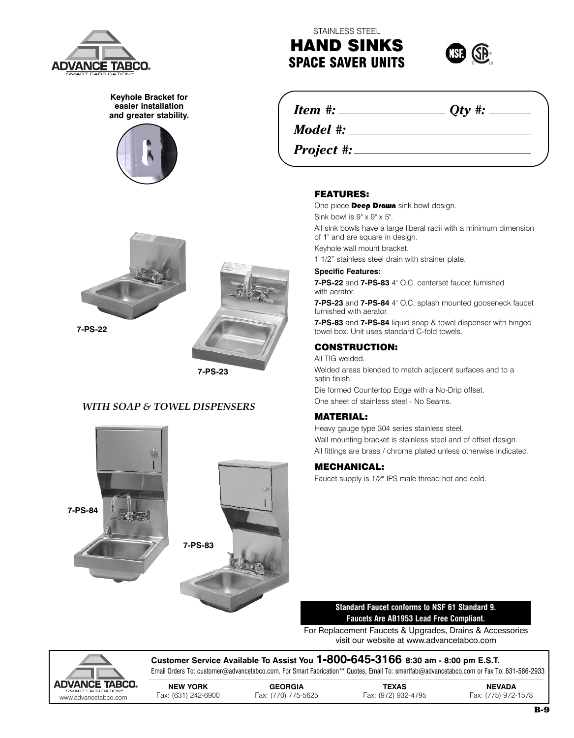STAINLESS STEEL

# HAND SINKS

## SPACE SAVER UNITS

*Item #:* ________________ *Qty #:* ________

*Model #:* ________________________________

*Project #:* ______________________________

**Keyhole Bracket for easier installation and greater stability.**

7-PS-22

7-PS-23

*WITH SOAP & TOWEL DISPENSERS*

7-PS-84

7-PS-83

### FEATURES:

One piece **Deep Drawn** sink bowl design.

Sink bowl is 9" x 9" x 5".

All sink bowls have a large liberal radii with a minimum dimension of 1" and are square in design.

Keyhole wall mount bracket.

1 1/2" stainless steel drain with strainer plate.

**Specific Features:**

**7-PS-22** and **7-PS-83** 4" O.C. centerset faucet furnished with aerator.

**7-PS-23** and **7-PS-84** 4" O.C. splash mounted gooseneck faucet furnished with aerator.

**7-PS-83** and **7-PS-84** liquid soap & towel dispenser with hinged towel box. Unit uses standard C-fold towels.

### CONSTRUCTION:

All TIG welded.

Welded areas blended to match adjacent surfaces and to a satin finish.

Die formed Countertop Edge with a No-Drip offset.

One sheet of stainless steel - No Seams.

### MATERIAL:

Heavy gauge type 304 series stainless steel.

Wall mounting bracket is stainless steel and of offset design.

All fittings are brass / chrome plated unless otherwise indicated.

### MECHANICAL:

Faucet supply is 1/2" IPS male thread hot and cold.

**Standard Faucet conforms to NSF 61 Standard 9.**
**Faucets Are AB1953 Lead Free Compliant.**

For Replacement Faucets & Upgrades, Drains & Accessories visit our website at www.advancetabco.com

**Customer Service Available To Assist You 1-800-645-3166 8:30 am - 8:00 pm E.S.T.**

Email Orders To: customer@advancetabco.com. For Smart Fabrication™ Quotes, Email To: smartfab@advancetabco.com or Fax To: 631-586-2933

www.advancetabco.com

| NEW YORK | GEORGIA | TEXAS | NEVADA |
| --- | --- | --- | --- |
| Fax: (631) 242-6900 | Fax: (770) 775-5625 | Fax: (972) 932-4795 | Fax: (775) 972-1578 |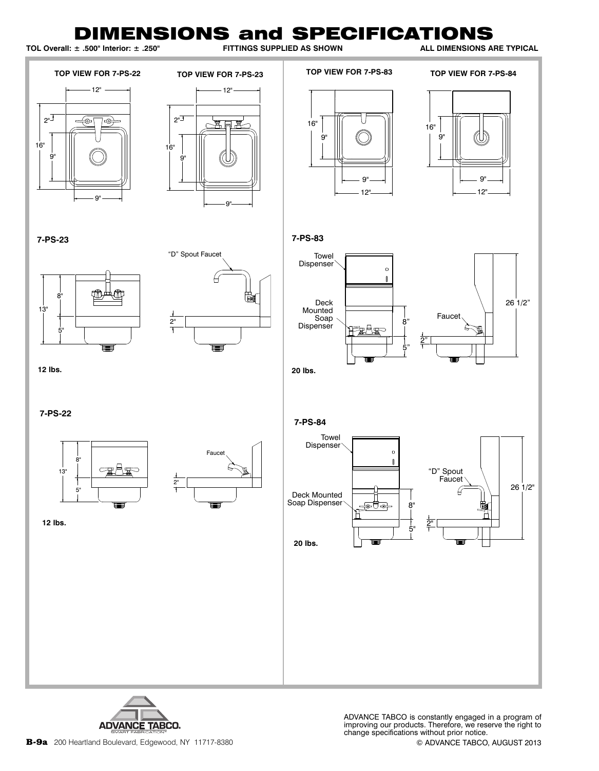# DIMENSIONS and SPECIFICATIONS

**TOL Overall: ± .500" Interior: ± .250"** **FITTINGS SUPPLIED AS SHOWN** **ALL DIMENSIONS ARE TYPICAL**

**TOP VIEW FOR 7-PS-22**

12"
2"
16"
9"
9"

**TOP VIEW FOR 7-PS-23**

12"
2"
16"
9"
9"

**7-PS-23**

8"
13"
5"
"D" Spout Faucet
2"

**12 lbs.**

**7-PS-22**

8"
13"
5"
Faucet
2"

**12 lbs.**

**TOP VIEW FOR 7-PS-83**

16"
9"
9"
12"

**TOP VIEW FOR 7-PS-84**

16"
9"
9"
12"

**7-PS-83**

Towel Dispenser
Deck Mounted Soap Dispenser
8"
5"
Faucet
2"
26 1/2"

**20 lbs.**

**7-PS-84**

Towel Dispenser
Deck Mounted Soap Dispenser
8"
5"
"D" Spout Faucet
2"
26 1/2"

**20 lbs.**

ADVANCE TABCO
SMART FABRICATION™

**B-9a** 200 Heartland Boulevard, Edgewood, NY 11717-8380

ADVANCE TABCO is constantly engaged in a program of improving our products. Therefore, we reserve the right to change specifications without prior notice.

© ADVANCE TABCO, AUGUST 2013